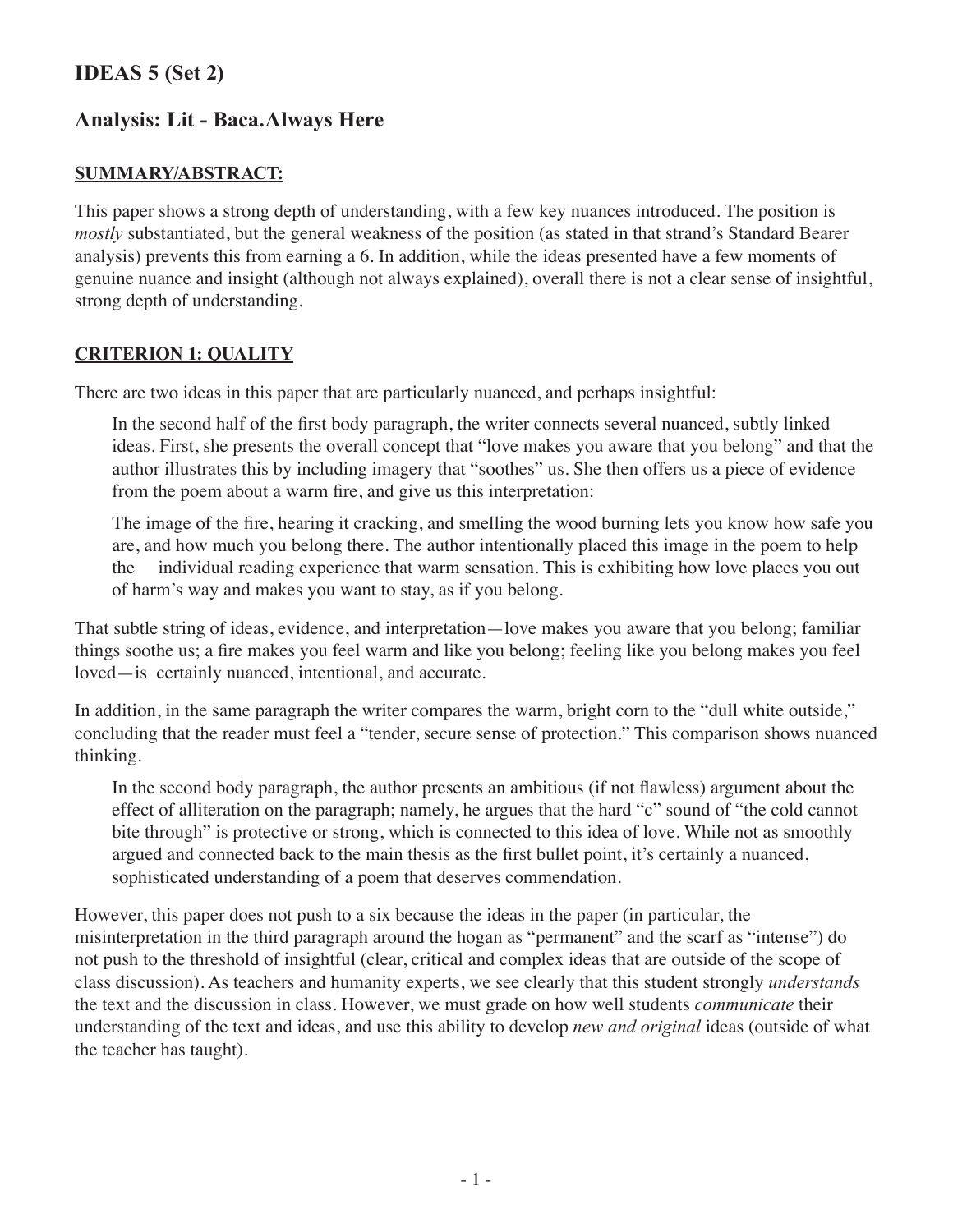# IDEAS 5 (Set 2)

## Analysis: Lit - Baca.Always Here

**SUMMARY/ABSTRACT:**

This paper shows a strong depth of understanding, with a few key nuances introduced. The position is *mostly* substantiated, but the general weakness of the position (as stated in that strand's Standard Bearer analysis) prevents this from earning a 6. In addition, while the ideas presented have a few moments of genuine nuance and insight (although not always explained), overall there is not a clear sense of insightful, strong depth of understanding.

**CRITERION 1: QUALITY**

There are two ideas in this paper that are particularly nuanced, and perhaps insightful:

> In the second half of the first body paragraph, the writer connects several nuanced, subtly linked ideas. First, she presents the overall concept that "love makes you aware that you belong" and that the author illustrates this by including imagery that "soothes" us. She then offers us a piece of evidence from the poem about a warm fire, and give us this interpretation:
>
> The image of the fire, hearing it cracking, and smelling the wood burning lets you know how safe you are, and how much you belong there. The author intentionally placed this image in the poem to help the individual reading experience that warm sensation. This is exhibiting how love places you out of harm's way and makes you want to stay, as if you belong.

That subtle string of ideas, evidence, and interpretation—love makes you aware that you belong; familiar things soothe us; a fire makes you feel warm and like you belong; feeling like you belong makes you feel loved—is certainly nuanced, intentional, and accurate.

In addition, in the same paragraph the writer compares the warm, bright corn to the "dull white outside," concluding that the reader must feel a "tender, secure sense of protection." This comparison shows nuanced thinking.

> In the second body paragraph, the author presents an ambitious (if not flawless) argument about the effect of alliteration on the paragraph; namely, he argues that the hard "c" sound of "the cold cannot bite through" is protective or strong, which is connected to this idea of love. While not as smoothly argued and connected back to the main thesis as the first bullet point, it's certainly a nuanced, sophisticated understanding of a poem that deserves commendation.

However, this paper does not push to a six because the ideas in the paper (in particular, the misinterpretation in the third paragraph around the hogan as "permanent" and the scarf as "intense") do not push to the threshold of insightful (clear, critical and complex ideas that are outside of the scope of class discussion). As teachers and humanity experts, we see clearly that this student strongly *understands* the text and the discussion in class. However, we must grade on how well students *communicate* their understanding of the text and ideas, and use this ability to develop *new and original* ideas (outside of what the teacher has taught).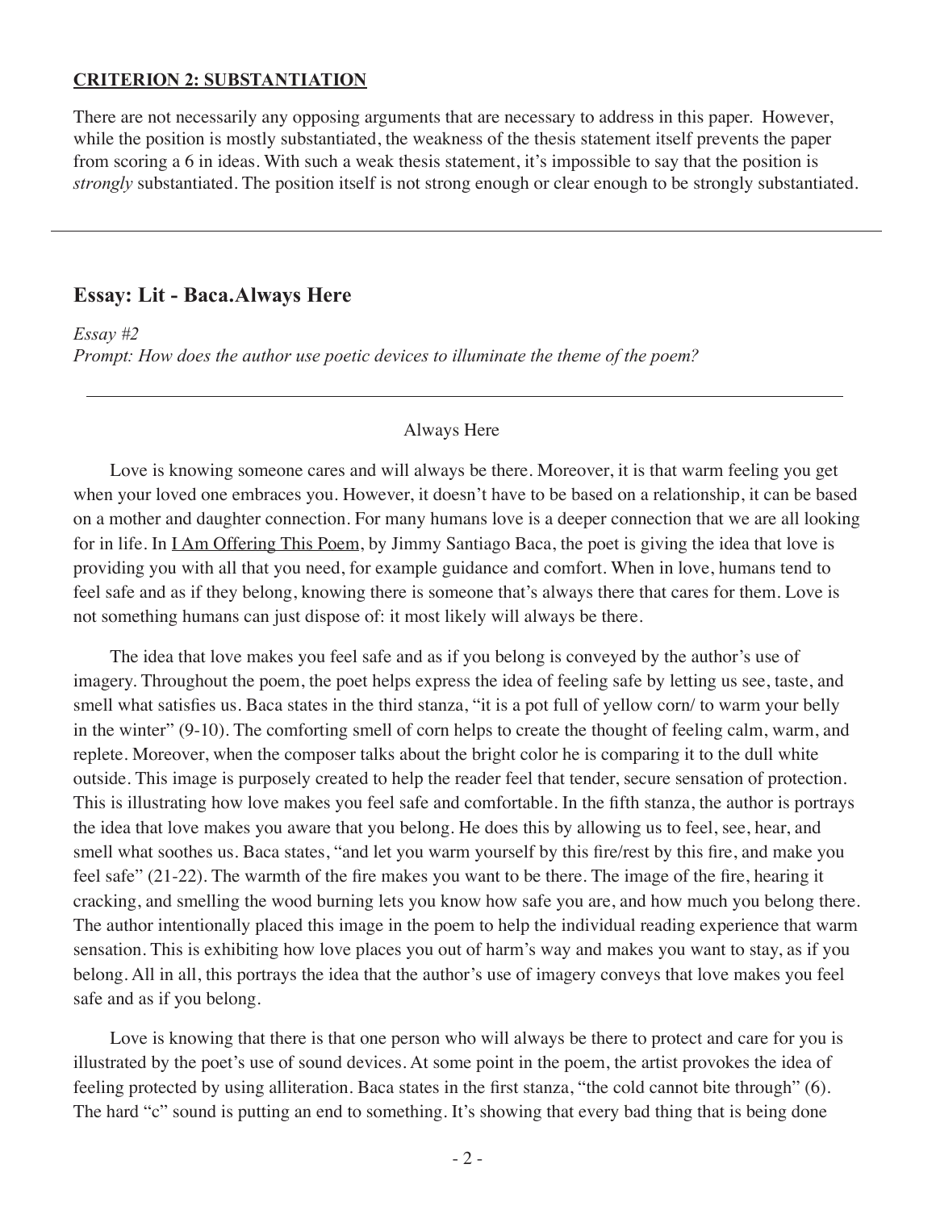**CRITERION 2: SUBSTANTIATION**

There are not necessarily any opposing arguments that are necessary to address in this paper. However, while the position is mostly substantiated, the weakness of the thesis statement itself prevents the paper from scoring a 6 in ideas. With such a weak thesis statement, it's impossible to say that the position is *strongly* substantiated. The position itself is not strong enough or clear enough to be strongly substantiated.

---

## Essay: Lit - Baca.Always Here

*Essay #2*
*Prompt: How does the author use poetic devices to illuminate the theme of the poem?*

---

Always Here

Love is knowing someone cares and will always be there. Moreover, it is that warm feeling you get when your loved one embraces you. However, it doesn't have to be based on a relationship, it can be based on a mother and daughter connection. For many humans love is a deeper connection that we are all looking for in life. In I Am Offering This Poem, by Jimmy Santiago Baca, the poet is giving the idea that love is providing you with all that you need, for example guidance and comfort. When in love, humans tend to feel safe and as if they belong, knowing there is someone that's always there that cares for them. Love is not something humans can just dispose of: it most likely will always be there.

The idea that love makes you feel safe and as if you belong is conveyed by the author's use of imagery. Throughout the poem, the poet helps express the idea of feeling safe by letting us see, taste, and smell what satisfies us. Baca states in the third stanza, "it is a pot full of yellow corn/ to warm your belly in the winter" (9-10). The comforting smell of corn helps to create the thought of feeling calm, warm, and replete. Moreover, when the composer talks about the bright color he is comparing it to the dull white outside. This image is purposely created to help the reader feel that tender, secure sensation of protection. This is illustrating how love makes you feel safe and comfortable. In the fifth stanza, the author is portrays the idea that love makes you aware that you belong. He does this by allowing us to feel, see, hear, and smell what soothes us. Baca states, "and let you warm yourself by this fire/rest by this fire, and make you feel safe" (21-22). The warmth of the fire makes you want to be there. The image of the fire, hearing it cracking, and smelling the wood burning lets you know how safe you are, and how much you belong there. The author intentionally placed this image in the poem to help the individual reading experience that warm sensation. This is exhibiting how love places you out of harm's way and makes you want to stay, as if you belong. All in all, this portrays the idea that the author's use of imagery conveys that love makes you feel safe and as if you belong.

Love is knowing that there is that one person who will always be there to protect and care for you is illustrated by the poet's use of sound devices. At some point in the poem, the artist provokes the idea of feeling protected by using alliteration. Baca states in the first stanza, "the cold cannot bite through" (6). The hard "c" sound is putting an end to something. It's showing that every bad thing that is being done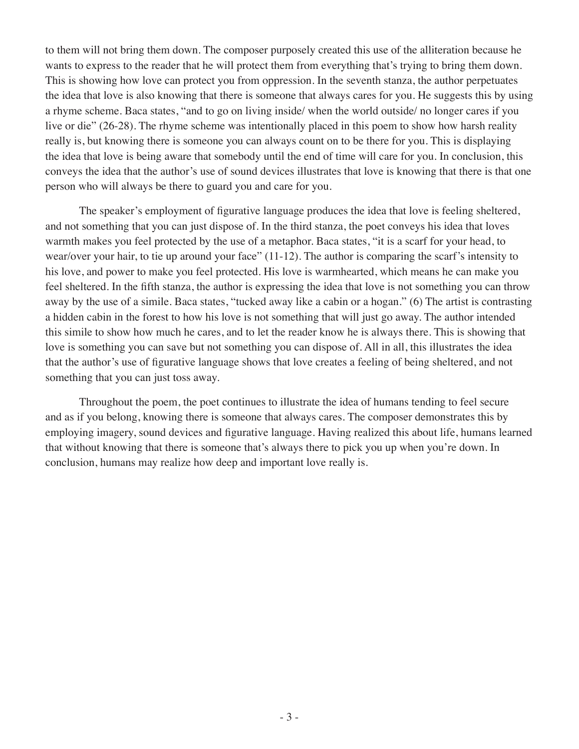to them will not bring them down. The composer purposely created this use of the alliteration because he wants to express to the reader that he will protect them from everything that's trying to bring them down. This is showing how love can protect you from oppression. In the seventh stanza, the author perpetuates the idea that love is also knowing that there is someone that always cares for you. He suggests this by using a rhyme scheme. Baca states, "and to go on living inside/ when the world outside/ no longer cares if you live or die" (26-28). The rhyme scheme was intentionally placed in this poem to show how harsh reality really is, but knowing there is someone you can always count on to be there for you. This is displaying the idea that love is being aware that somebody until the end of time will care for you. In conclusion, this conveys the idea that the author's use of sound devices illustrates that love is knowing that there is that one person who will always be there to guard you and care for you.

The speaker's employment of figurative language produces the idea that love is feeling sheltered, and not something that you can just dispose of. In the third stanza, the poet conveys his idea that loves warmth makes you feel protected by the use of a metaphor. Baca states, "it is a scarf for your head, to wear/over your hair, to tie up around your face" (11-12). The author is comparing the scarf's intensity to his love, and power to make you feel protected. His love is warmhearted, which means he can make you feel sheltered. In the fifth stanza, the author is expressing the idea that love is not something you can throw away by the use of a simile. Baca states, "tucked away like a cabin or a hogan." (6) The artist is contrasting a hidden cabin in the forest to how his love is not something that will just go away. The author intended this simile to show how much he cares, and to let the reader know he is always there. This is showing that love is something you can save but not something you can dispose of. All in all, this illustrates the idea that the author's use of figurative language shows that love creates a feeling of being sheltered, and not something that you can just toss away.

Throughout the poem, the poet continues to illustrate the idea of humans tending to feel secure and as if you belong, knowing there is someone that always cares. The composer demonstrates this by employing imagery, sound devices and figurative language. Having realized this about life, humans learned that without knowing that there is someone that's always there to pick you up when you're down. In conclusion, humans may realize how deep and important love really is.